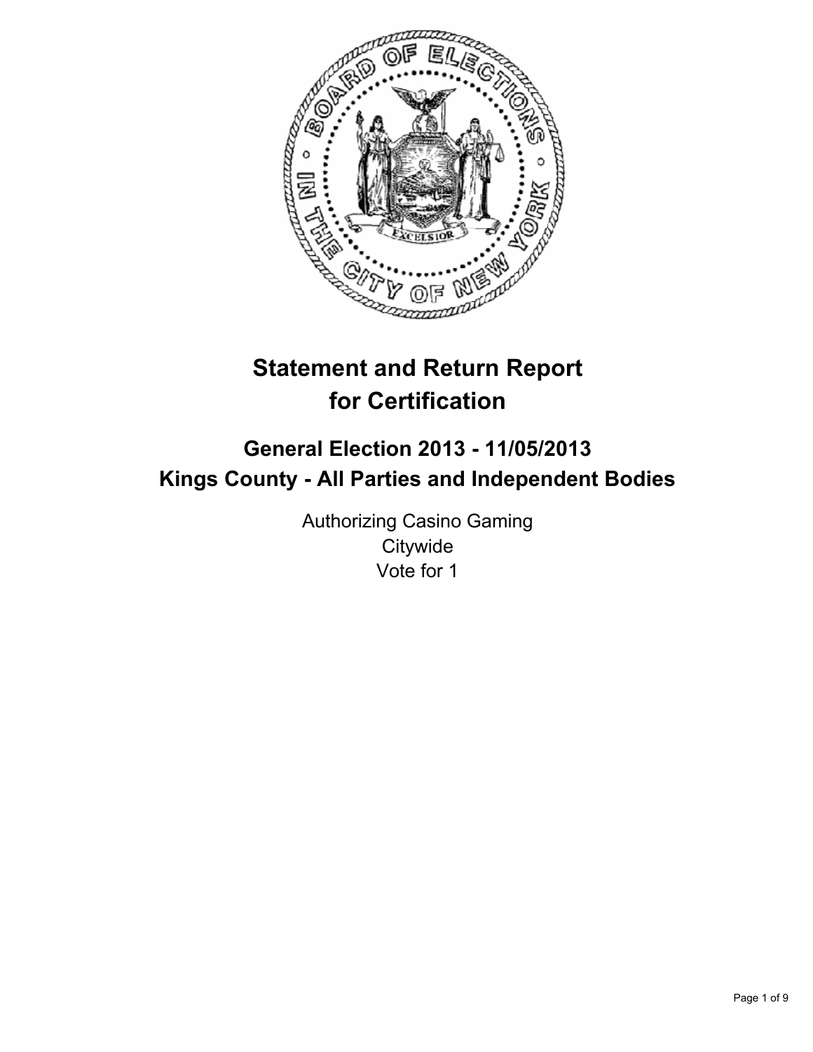# Statement and Return Report for Certification

## General Election 2013 - 11/05/2013
## Kings County - All Parties and Independent Bodies

Authorizing Casino Gaming
Citywide
Vote for 1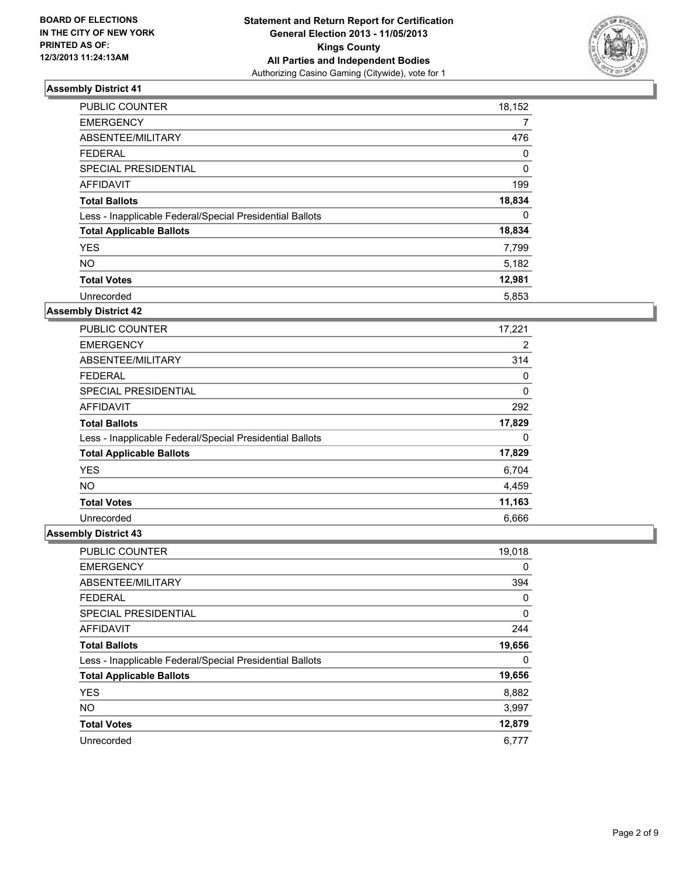**BOARD OF ELECTIONS IN THE CITY OF NEW YORK PRINTED AS OF: 12/3/2013 11:24:13AM**

**Statement and Return Report for Certification General Election 2013 - 11/05/2013 Kings County All Parties and Independent Bodies**
Authorizing Casino Gaming (Citywide), vote for 1

## Assembly District 41

| | |
|---|---|
| PUBLIC COUNTER | 18,152 |
| EMERGENCY | 7 |
| ABSENTEE/MILITARY | 476 |
| FEDERAL | 0 |
| SPECIAL PRESIDENTIAL | 0 |
| AFFIDAVIT | 199 |
| **Total Ballots** | **18,834** |
| Less - Inapplicable Federal/Special Presidential Ballots | 0 |
| **Total Applicable Ballots** | **18,834** |
| YES | 7,799 |
| NO | 5,182 |
| **Total Votes** | **12,981** |
| Unrecorded | 5,853 |

## Assembly District 42

| | |
|---|---|
| PUBLIC COUNTER | 17,221 |
| EMERGENCY | 2 |
| ABSENTEE/MILITARY | 314 |
| FEDERAL | 0 |
| SPECIAL PRESIDENTIAL | 0 |
| AFFIDAVIT | 292 |
| **Total Ballots** | **17,829** |
| Less - Inapplicable Federal/Special Presidential Ballots | 0 |
| **Total Applicable Ballots** | **17,829** |
| YES | 6,704 |
| NO | 4,459 |
| **Total Votes** | **11,163** |
| Unrecorded | 6,666 |

## Assembly District 43

| | |
|---|---|
| PUBLIC COUNTER | 19,018 |
| EMERGENCY | 0 |
| ABSENTEE/MILITARY | 394 |
| FEDERAL | 0 |
| SPECIAL PRESIDENTIAL | 0 |
| AFFIDAVIT | 244 |
| **Total Ballots** | **19,656** |
| Less - Inapplicable Federal/Special Presidential Ballots | 0 |
| **Total Applicable Ballots** | **19,656** |
| YES | 8,882 |
| NO | 3,997 |
| **Total Votes** | **12,879** |
| Unrecorded | 6,777 |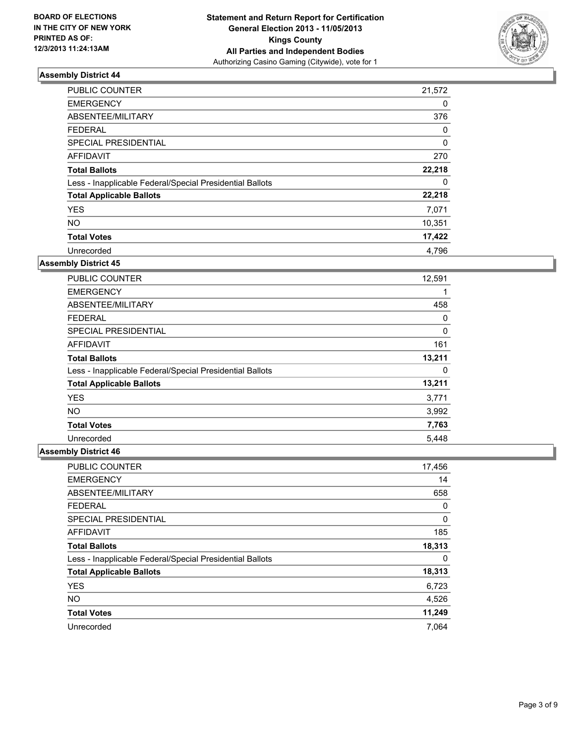**BOARD OF ELECTIONS IN THE CITY OF NEW YORK PRINTED AS OF: 12/3/2013 11:24:13AM**

# Statement and Return Report for Certification
## General Election 2013 - 11/05/2013
## Kings County
## All Parties and Independent Bodies
Authorizing Casino Gaming (Citywide), vote for 1

### Assembly District 44

| | |
|---|---|
| PUBLIC COUNTER | 21,572 |
| EMERGENCY | 0 |
| ABSENTEE/MILITARY | 376 |
| FEDERAL | 0 |
| SPECIAL PRESIDENTIAL | 0 |
| AFFIDAVIT | 270 |
| **Total Ballots** | **22,218** |
| Less - Inapplicable Federal/Special Presidential Ballots | 0 |
| **Total Applicable Ballots** | **22,218** |
| YES | 7,071 |
| NO | 10,351 |
| **Total Votes** | **17,422** |
| Unrecorded | 4,796 |

### Assembly District 45

| | |
|---|---|
| PUBLIC COUNTER | 12,591 |
| EMERGENCY | 1 |
| ABSENTEE/MILITARY | 458 |
| FEDERAL | 0 |
| SPECIAL PRESIDENTIAL | 0 |
| AFFIDAVIT | 161 |
| **Total Ballots** | **13,211** |
| Less - Inapplicable Federal/Special Presidential Ballots | 0 |
| **Total Applicable Ballots** | **13,211** |
| YES | 3,771 |
| NO | 3,992 |
| **Total Votes** | **7,763** |
| Unrecorded | 5,448 |

### Assembly District 46

| | |
|---|---|
| PUBLIC COUNTER | 17,456 |
| EMERGENCY | 14 |
| ABSENTEE/MILITARY | 658 |
| FEDERAL | 0 |
| SPECIAL PRESIDENTIAL | 0 |
| AFFIDAVIT | 185 |
| **Total Ballots** | **18,313** |
| Less - Inapplicable Federal/Special Presidential Ballots | 0 |
| **Total Applicable Ballots** | **18,313** |
| YES | 6,723 |
| NO | 4,526 |
| **Total Votes** | **11,249** |
| Unrecorded | 7,064 |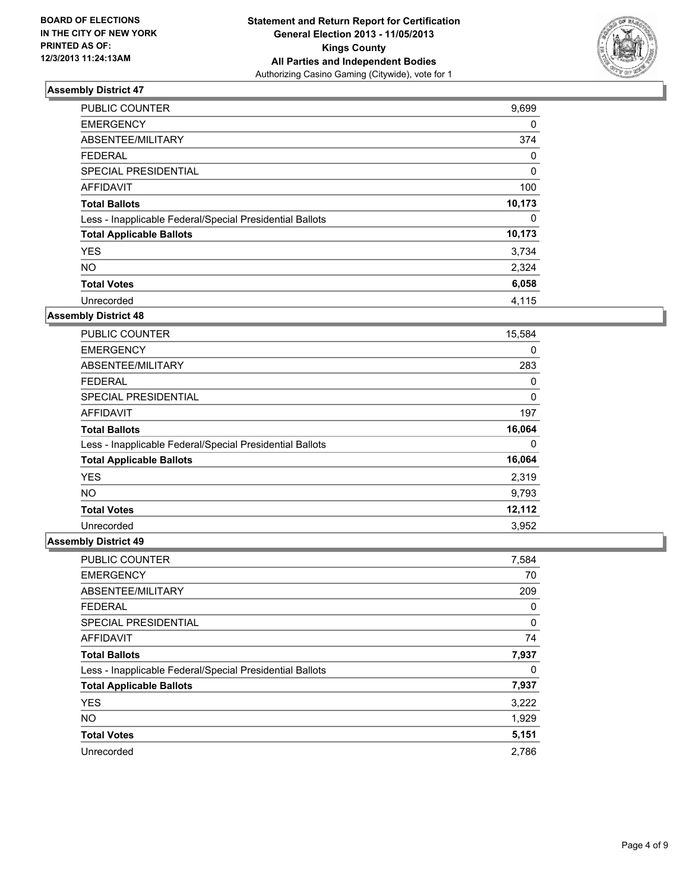BOARD OF ELECTIONS
IN THE CITY OF NEW YORK
PRINTED AS OF:
12/3/2013 11:24:13AM

**Statement and Return Report for Certification**
**General Election 2013 - 11/05/2013**
**Kings County**
**All Parties and Independent Bodies**
Authorizing Casino Gaming (Citywide), vote for 1

### Assembly District 47

| | |
|---|---|
| PUBLIC COUNTER | 9,699 |
| EMERGENCY | 0 |
| ABSENTEE/MILITARY | 374 |
| FEDERAL | 0 |
| SPECIAL PRESIDENTIAL | 0 |
| AFFIDAVIT | 100 |
| **Total Ballots** | **10,173** |
| Less - Inapplicable Federal/Special Presidential Ballots | 0 |
| **Total Applicable Ballots** | **10,173** |
| YES | 3,734 |
| NO | 2,324 |
| **Total Votes** | **6,058** |
| Unrecorded | 4,115 |

### Assembly District 48

| | |
|---|---|
| PUBLIC COUNTER | 15,584 |
| EMERGENCY | 0 |
| ABSENTEE/MILITARY | 283 |
| FEDERAL | 0 |
| SPECIAL PRESIDENTIAL | 0 |
| AFFIDAVIT | 197 |
| **Total Ballots** | **16,064** |
| Less - Inapplicable Federal/Special Presidential Ballots | 0 |
| **Total Applicable Ballots** | **16,064** |
| YES | 2,319 |
| NO | 9,793 |
| **Total Votes** | **12,112** |
| Unrecorded | 3,952 |

### Assembly District 49

| | |
|---|---|
| PUBLIC COUNTER | 7,584 |
| EMERGENCY | 70 |
| ABSENTEE/MILITARY | 209 |
| FEDERAL | 0 |
| SPECIAL PRESIDENTIAL | 0 |
| AFFIDAVIT | 74 |
| **Total Ballots** | **7,937** |
| Less - Inapplicable Federal/Special Presidential Ballots | 0 |
| **Total Applicable Ballots** | **7,937** |
| YES | 3,222 |
| NO | 1,929 |
| **Total Votes** | **5,151** |
| Unrecorded | 2,786 |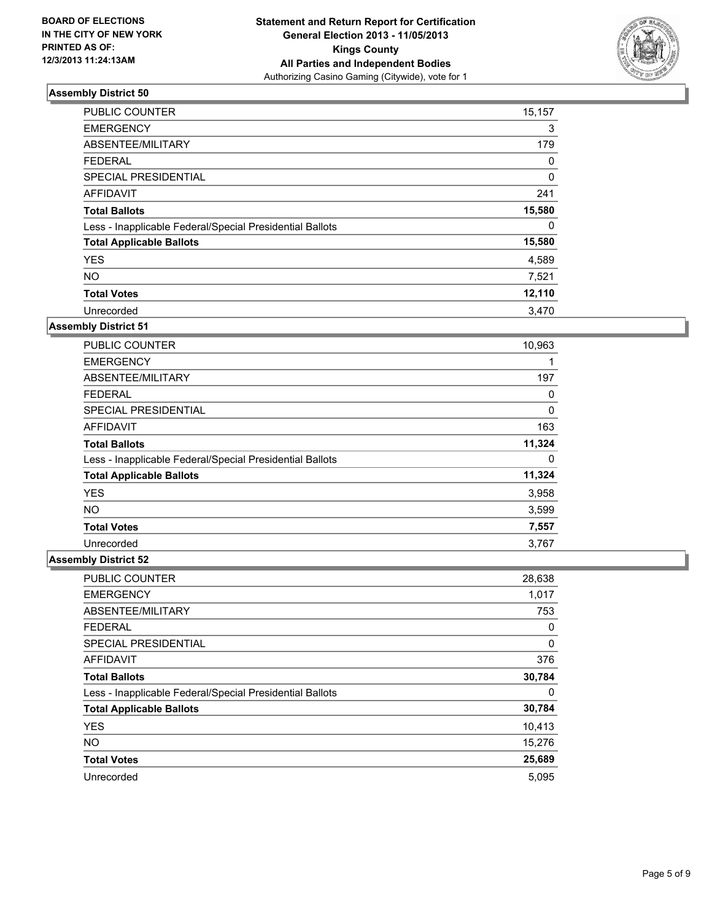**BOARD OF ELECTIONS IN THE CITY OF NEW YORK PRINTED AS OF: 12/3/2013 11:24:13AM**

**Statement and Return Report for Certification General Election 2013 - 11/05/2013 Kings County All Parties and Independent Bodies**
Authorizing Casino Gaming (Citywide), vote for 1

### Assembly District 50

| | |
|---|---|
| PUBLIC COUNTER | 15,157 |
| EMERGENCY | 3 |
| ABSENTEE/MILITARY | 179 |
| FEDERAL | 0 |
| SPECIAL PRESIDENTIAL | 0 |
| AFFIDAVIT | 241 |
| **Total Ballots** | **15,580** |
| Less - Inapplicable Federal/Special Presidential Ballots | 0 |
| **Total Applicable Ballots** | **15,580** |
| YES | 4,589 |
| NO | 7,521 |
| **Total Votes** | **12,110** |
| Unrecorded | 3,470 |

### Assembly District 51

| | |
|---|---|
| PUBLIC COUNTER | 10,963 |
| EMERGENCY | 1 |
| ABSENTEE/MILITARY | 197 |
| FEDERAL | 0 |
| SPECIAL PRESIDENTIAL | 0 |
| AFFIDAVIT | 163 |
| **Total Ballots** | **11,324** |
| Less - Inapplicable Federal/Special Presidential Ballots | 0 |
| **Total Applicable Ballots** | **11,324** |
| YES | 3,958 |
| NO | 3,599 |
| **Total Votes** | **7,557** |
| Unrecorded | 3,767 |

### Assembly District 52

| | |
|---|---|
| PUBLIC COUNTER | 28,638 |
| EMERGENCY | 1,017 |
| ABSENTEE/MILITARY | 753 |
| FEDERAL | 0 |
| SPECIAL PRESIDENTIAL | 0 |
| AFFIDAVIT | 376 |
| **Total Ballots** | **30,784** |
| Less - Inapplicable Federal/Special Presidential Ballots | 0 |
| **Total Applicable Ballots** | **30,784** |
| YES | 10,413 |
| NO | 15,276 |
| **Total Votes** | **25,689** |
| Unrecorded | 5,095 |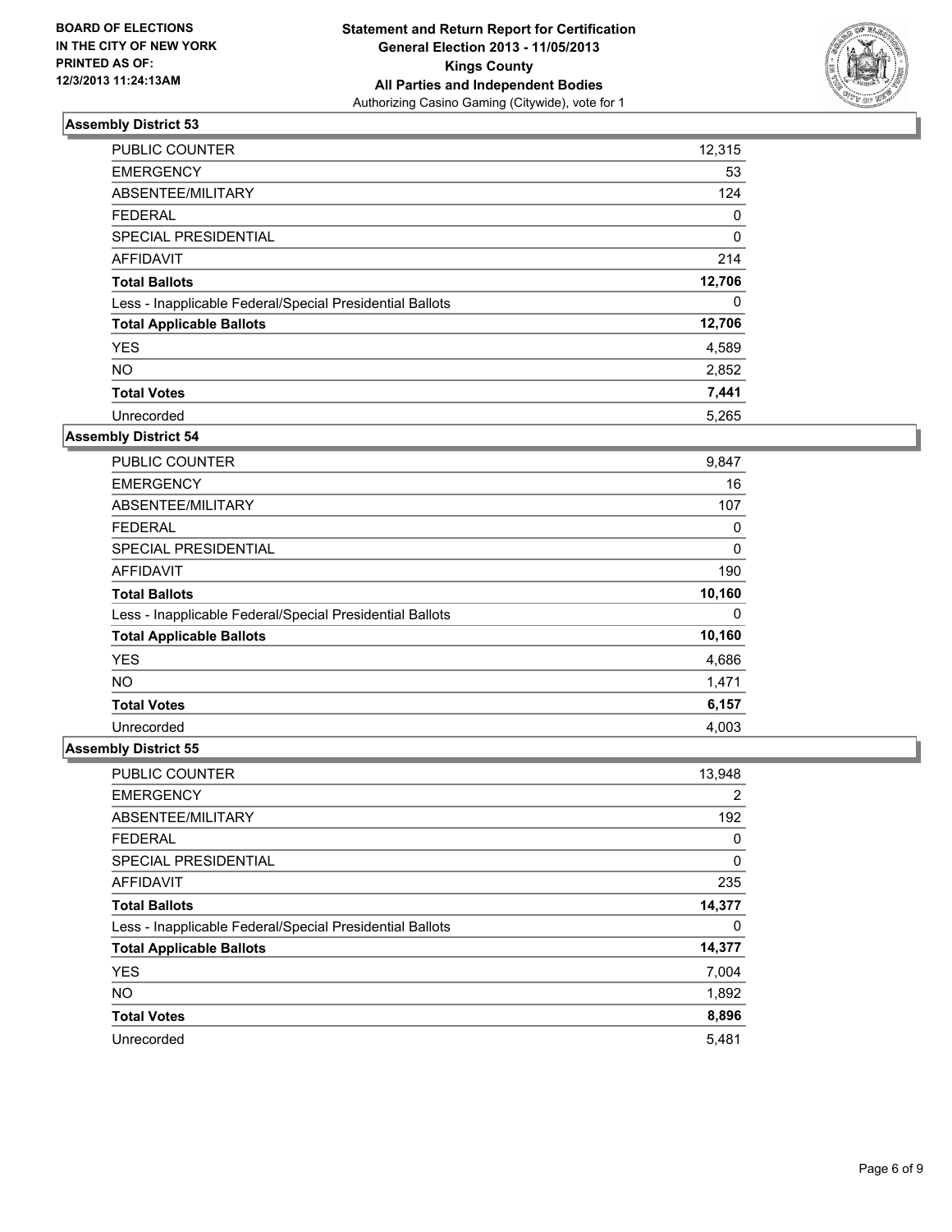BOARD OF ELECTIONS
IN THE CITY OF NEW YORK
PRINTED AS OF:
12/3/2013 11:24:13AM

**Statement and Return Report for Certification**
**General Election 2013 - 11/05/2013**
**Kings County**
**All Parties and Independent Bodies**
Authorizing Casino Gaming (Citywide), vote for 1

### Assembly District 53

| | |
|---|---|
| PUBLIC COUNTER | 12,315 |
| EMERGENCY | 53 |
| ABSENTEE/MILITARY | 124 |
| FEDERAL | 0 |
| SPECIAL PRESIDENTIAL | 0 |
| AFFIDAVIT | 214 |
| **Total Ballots** | **12,706** |
| Less - Inapplicable Federal/Special Presidential Ballots | 0 |
| **Total Applicable Ballots** | **12,706** |
| YES | 4,589 |
| NO | 2,852 |
| **Total Votes** | **7,441** |
| Unrecorded | 5,265 |

### Assembly District 54

| | |
|---|---|
| PUBLIC COUNTER | 9,847 |
| EMERGENCY | 16 |
| ABSENTEE/MILITARY | 107 |
| FEDERAL | 0 |
| SPECIAL PRESIDENTIAL | 0 |
| AFFIDAVIT | 190 |
| **Total Ballots** | **10,160** |
| Less - Inapplicable Federal/Special Presidential Ballots | 0 |
| **Total Applicable Ballots** | **10,160** |
| YES | 4,686 |
| NO | 1,471 |
| **Total Votes** | **6,157** |
| Unrecorded | 4,003 |

### Assembly District 55

| | |
|---|---|
| PUBLIC COUNTER | 13,948 |
| EMERGENCY | 2 |
| ABSENTEE/MILITARY | 192 |
| FEDERAL | 0 |
| SPECIAL PRESIDENTIAL | 0 |
| AFFIDAVIT | 235 |
| **Total Ballots** | **14,377** |
| Less - Inapplicable Federal/Special Presidential Ballots | 0 |
| **Total Applicable Ballots** | **14,377** |
| YES | 7,004 |
| NO | 1,892 |
| **Total Votes** | **8,896** |
| Unrecorded | 5,481 |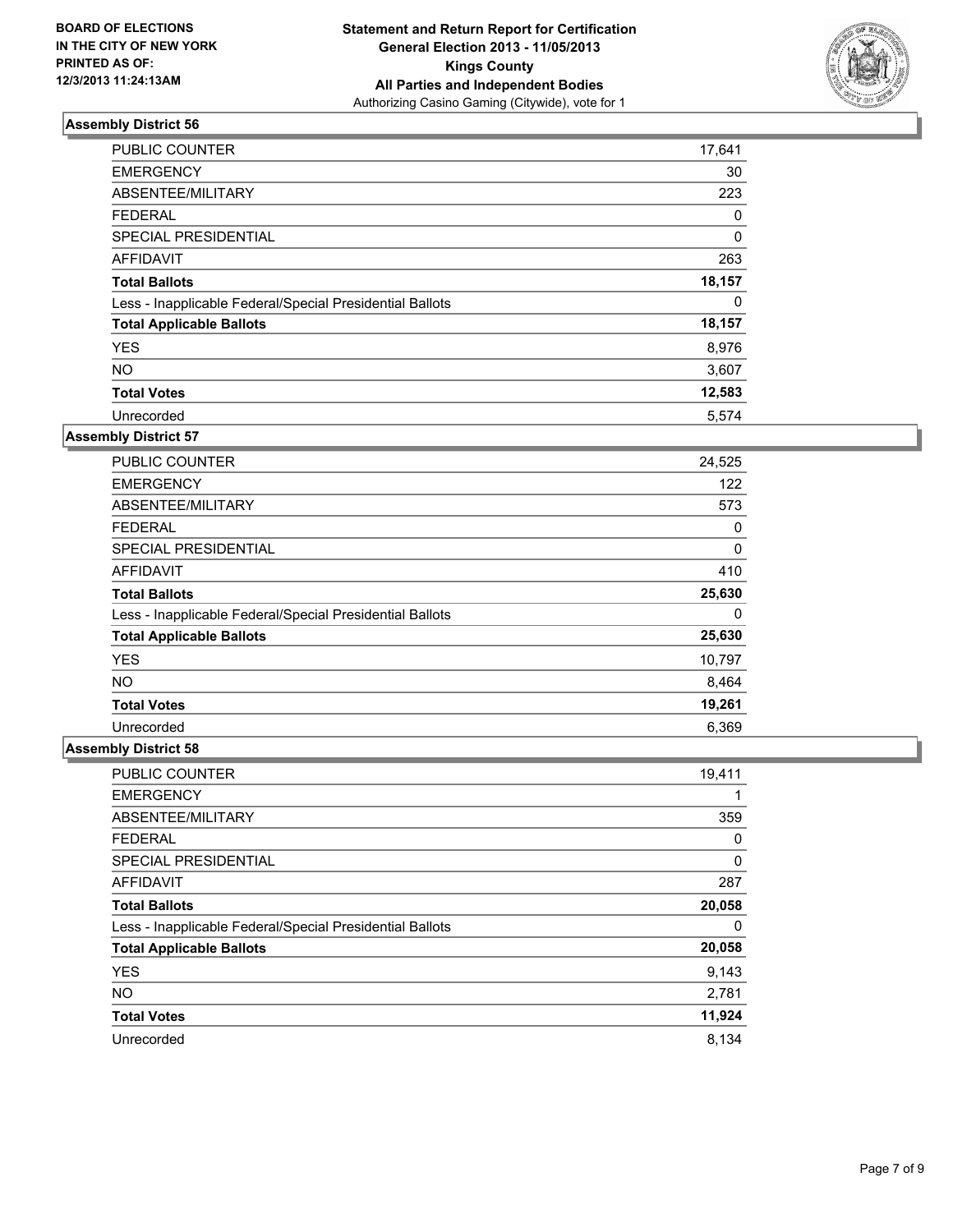BOARD OF ELECTIONS
IN THE CITY OF NEW YORK
PRINTED AS OF:
12/3/2013 11:24:13AM

**Statement and Return Report for Certification**
**General Election 2013 - 11/05/2013**
**Kings County**
**All Parties and Independent Bodies**
Authorizing Casino Gaming (Citywide), vote for 1

### Assembly District 56

| | |
|---|---|
| PUBLIC COUNTER | 17,641 |
| EMERGENCY | 30 |
| ABSENTEE/MILITARY | 223 |
| FEDERAL | 0 |
| SPECIAL PRESIDENTIAL | 0 |
| AFFIDAVIT | 263 |
| **Total Ballots** | **18,157** |
| Less - Inapplicable Federal/Special Presidential Ballots | 0 |
| **Total Applicable Ballots** | **18,157** |
| YES | 8,976 |
| NO | 3,607 |
| **Total Votes** | **12,583** |
| Unrecorded | 5,574 |

### Assembly District 57

| | |
|---|---|
| PUBLIC COUNTER | 24,525 |
| EMERGENCY | 122 |
| ABSENTEE/MILITARY | 573 |
| FEDERAL | 0 |
| SPECIAL PRESIDENTIAL | 0 |
| AFFIDAVIT | 410 |
| **Total Ballots** | **25,630** |
| Less - Inapplicable Federal/Special Presidential Ballots | 0 |
| **Total Applicable Ballots** | **25,630** |
| YES | 10,797 |
| NO | 8,464 |
| **Total Votes** | **19,261** |
| Unrecorded | 6,369 |

### Assembly District 58

| | |
|---|---|
| PUBLIC COUNTER | 19,411 |
| EMERGENCY | 1 |
| ABSENTEE/MILITARY | 359 |
| FEDERAL | 0 |
| SPECIAL PRESIDENTIAL | 0 |
| AFFIDAVIT | 287 |
| **Total Ballots** | **20,058** |
| Less - Inapplicable Federal/Special Presidential Ballots | 0 |
| **Total Applicable Ballots** | **20,058** |
| YES | 9,143 |
| NO | 2,781 |
| **Total Votes** | **11,924** |
| Unrecorded | 8,134 |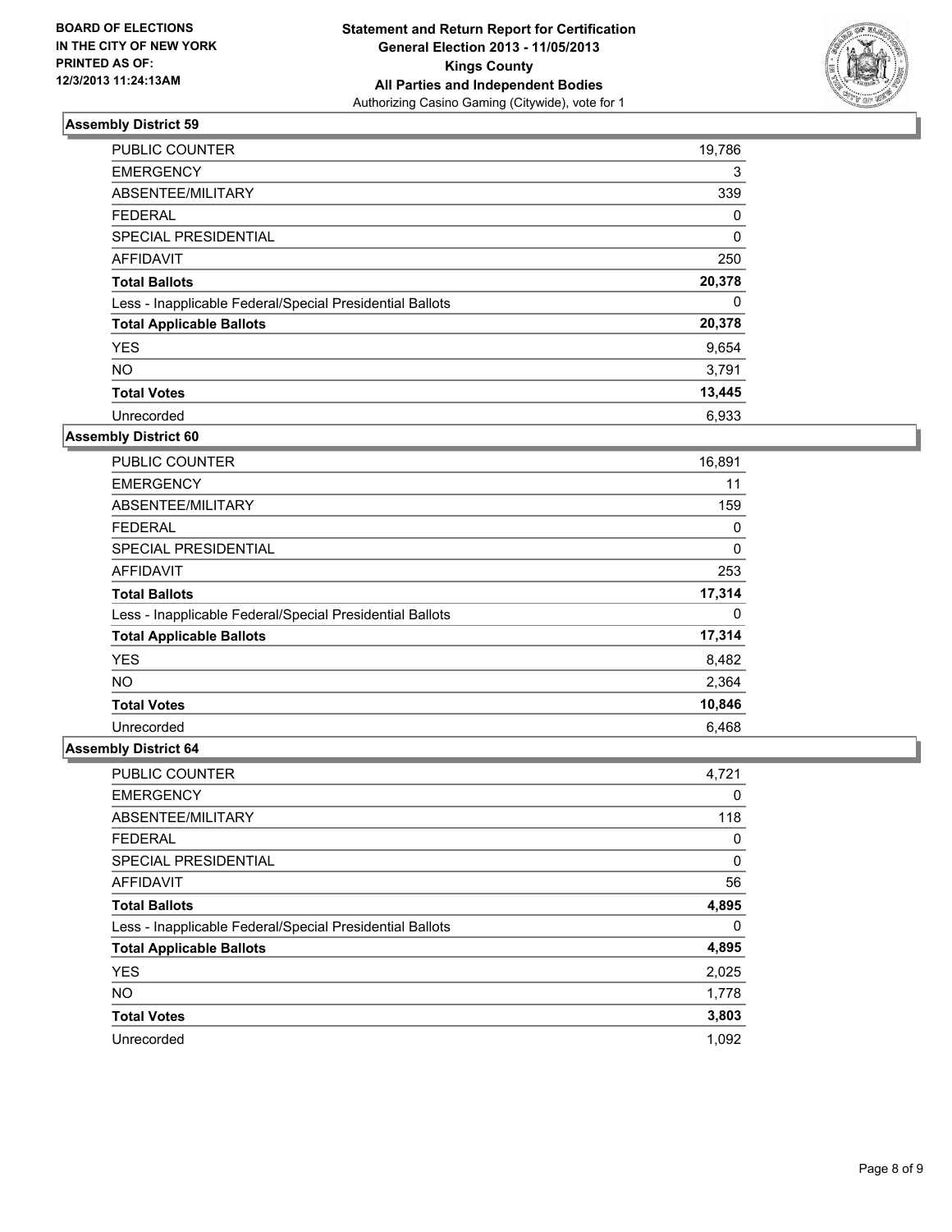**BOARD OF ELECTIONS IN THE CITY OF NEW YORK PRINTED AS OF: 12/3/2013 11:24:13AM**

**Statement and Return Report for Certification General Election 2013 - 11/05/2013 Kings County All Parties and Independent Bodies**
Authorizing Casino Gaming (Citywide), vote for 1

### Assembly District 59

| | |
|---|---|
| PUBLIC COUNTER | 19,786 |
| EMERGENCY | 3 |
| ABSENTEE/MILITARY | 339 |
| FEDERAL | 0 |
| SPECIAL PRESIDENTIAL | 0 |
| AFFIDAVIT | 250 |
| **Total Ballots** | **20,378** |
| Less - Inapplicable Federal/Special Presidential Ballots | 0 |
| **Total Applicable Ballots** | **20,378** |
| YES | 9,654 |
| NO | 3,791 |
| **Total Votes** | **13,445** |
| Unrecorded | 6,933 |

### Assembly District 60

| | |
|---|---|
| PUBLIC COUNTER | 16,891 |
| EMERGENCY | 11 |
| ABSENTEE/MILITARY | 159 |
| FEDERAL | 0 |
| SPECIAL PRESIDENTIAL | 0 |
| AFFIDAVIT | 253 |
| **Total Ballots** | **17,314** |
| Less - Inapplicable Federal/Special Presidential Ballots | 0 |
| **Total Applicable Ballots** | **17,314** |
| YES | 8,482 |
| NO | 2,364 |
| **Total Votes** | **10,846** |
| Unrecorded | 6,468 |

### Assembly District 64

| | |
|---|---|
| PUBLIC COUNTER | 4,721 |
| EMERGENCY | 0 |
| ABSENTEE/MILITARY | 118 |
| FEDERAL | 0 |
| SPECIAL PRESIDENTIAL | 0 |
| AFFIDAVIT | 56 |
| **Total Ballots** | **4,895** |
| Less - Inapplicable Federal/Special Presidential Ballots | 0 |
| **Total Applicable Ballots** | **4,895** |
| YES | 2,025 |
| NO | 1,778 |
| **Total Votes** | **3,803** |
| Unrecorded | 1,092 |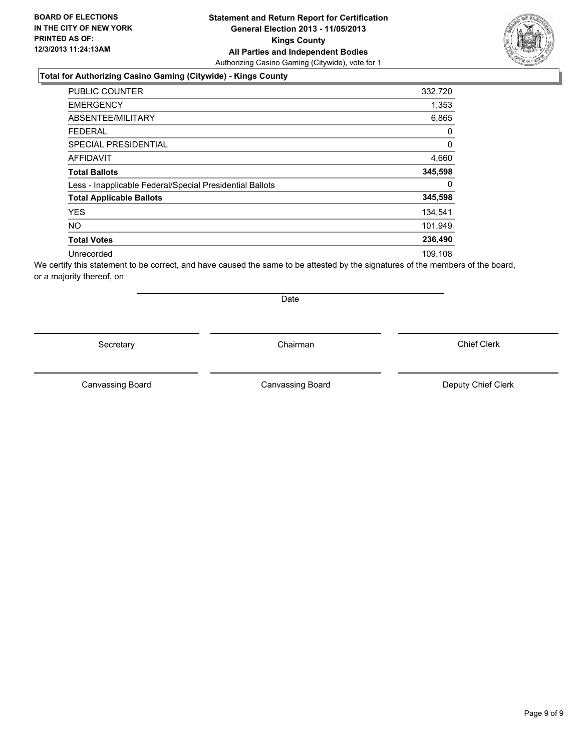**BOARD OF ELECTIONS IN THE CITY OF NEW YORK PRINTED AS OF: 12/3/2013 11:24:13AM**

**Statement and Return Report for Certification General Election 2013 - 11/05/2013 Kings County All Parties and Independent Bodies**

Authorizing Casino Gaming (Citywide), vote for 1

## Total for Authorizing Casino Gaming (Citywide) - Kings County

| | |
|---|---|
| PUBLIC COUNTER | 332,720 |
| EMERGENCY | 1,353 |
| ABSENTEE/MILITARY | 6,865 |
| FEDERAL | 0 |
| SPECIAL PRESIDENTIAL | 0 |
| AFFIDAVIT | 4,660 |
| **Total Ballots** | **345,598** |
| Less - Inapplicable Federal/Special Presidential Ballots | 0 |
| **Total Applicable Ballots** | **345,598** |
| YES | 134,541 |
| NO | 101,949 |
| **Total Votes** | **236,490** |
| Unrecorded | 109,108 |

We certify this statement to be correct, and have caused the same to be attested by the signatures of the members of the board, or a majority thereof, on

Date

Secretary | Chairman | Chief Clerk

Canvassing Board | Canvassing Board | Deputy Chief Clerk